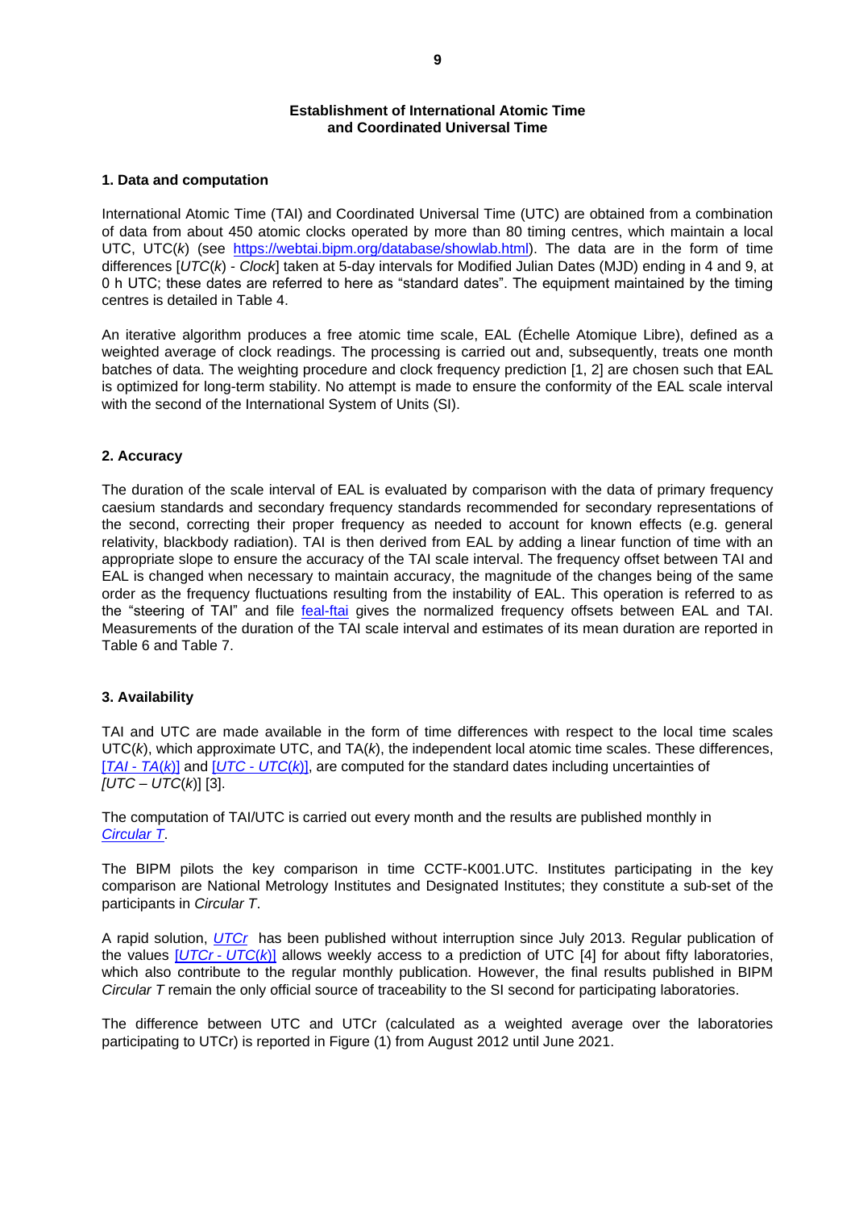# Establishment of International Atomic Time and Coordinated Universal Time

## 1. Data and computation

International Atomic Time (TAI) and Coordinated Universal Time (UTC) are obtained from a combination of data from about 450 atomic clocks operated by more than 80 timing centres, which maintain a local UTC, UTC(*k*) (see https://webtai.bipm.org/database/showlab.html). The data are in the form of time differences [*UTC*(*k*) - *Clock*] taken at 5-day intervals for Modified Julian Dates (MJD) ending in 4 and 9, at 0 h UTC; these dates are referred to here as "standard dates". The equipment maintained by the timing centres is detailed in Table 4.

An iterative algorithm produces a free atomic time scale, EAL (Échelle Atomique Libre), defined as a weighted average of clock readings. The processing is carried out and, subsequently, treats one month batches of data. The weighting procedure and clock frequency prediction [1, 2] are chosen such that EAL is optimized for long-term stability. No attempt is made to ensure the conformity of the EAL scale interval with the second of the International System of Units (SI).

## 2. Accuracy

The duration of the scale interval of EAL is evaluated by comparison with the data of primary frequency caesium standards and secondary frequency standards recommended for secondary representations of the second, correcting their proper frequency as needed to account for known effects (e.g. general relativity, blackbody radiation). TAI is then derived from EAL by adding a linear function of time with an appropriate slope to ensure the accuracy of the TAI scale interval. The frequency offset between TAI and EAL is changed when necessary to maintain accuracy, the magnitude of the changes being of the same order as the frequency fluctuations resulting from the instability of EAL. This operation is referred to as the "steering of TAI" and file feal-ftai gives the normalized frequency offsets between EAL and TAI. Measurements of the duration of the TAI scale interval and estimates of its mean duration are reported in Table 6 and Table 7.

## 3. Availability

TAI and UTC are made available in the form of time differences with respect to the local time scales UTC(*k*), which approximate UTC, and TA(*k*), the independent local atomic time scales. These differences, [*TAI* - *TA*(*k*)] and [*UTC* - *UTC*(*k*)], are computed for the standard dates including uncertainties of *[UTC* – *UTC*(*k*)] [3].

The computation of TAI/UTC is carried out every month and the results are published monthly in *Circular T*.

The BIPM pilots the key comparison in time CCTF-K001.UTC. Institutes participating in the key comparison are National Metrology Institutes and Designated Institutes; they constitute a sub-set of the participants in *Circular T*.

A rapid solution, *UTCr* has been published without interruption since July 2013. Regular publication of the values [*UTCr* - *UTC*(*k*)] allows weekly access to a prediction of UTC [4] for about fifty laboratories, which also contribute to the regular monthly publication. However, the final results published in BIPM *Circular T* remain the only official source of traceability to the SI second for participating laboratories.

The difference between UTC and UTCr (calculated as a weighted average over the laboratories participating to UTCr) is reported in Figure (1) from August 2012 until June 2021.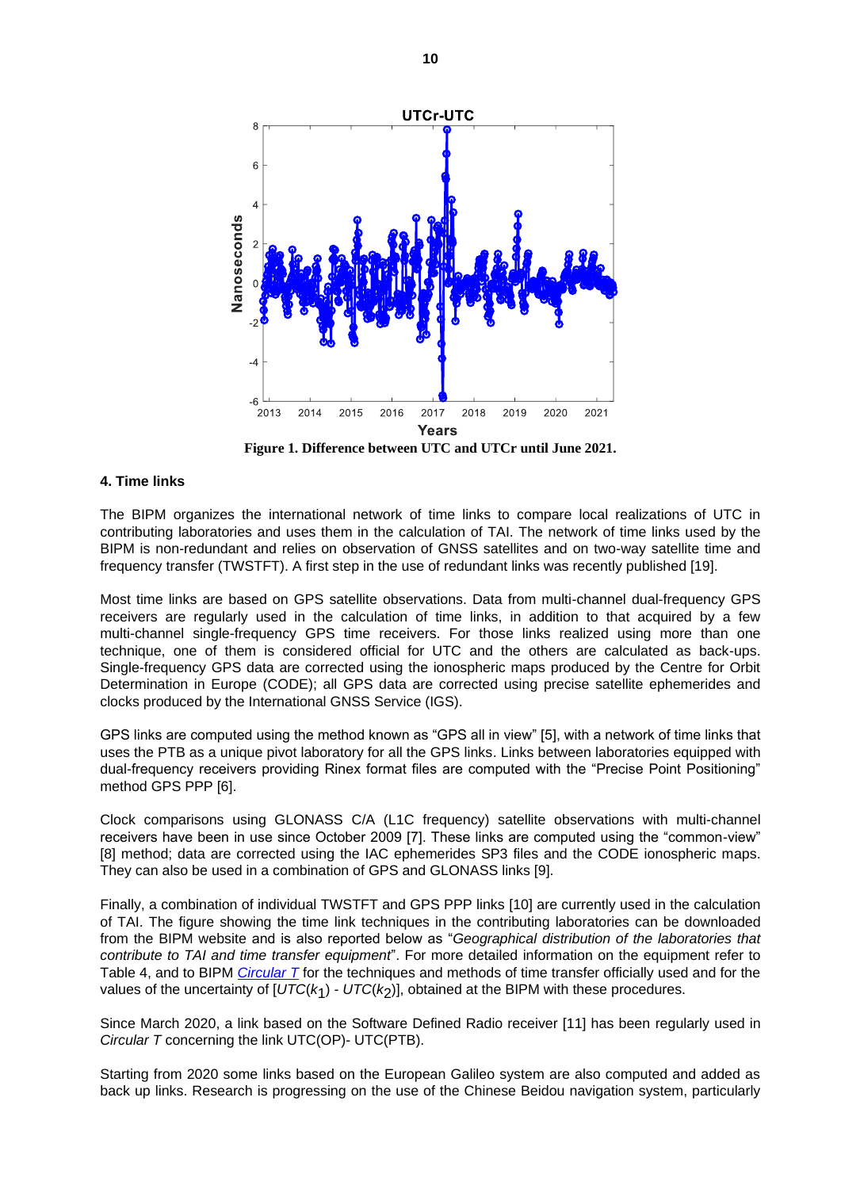Figure 1. Difference between UTC and UTCr until June 2021.

### 4. Time links

The BIPM organizes the international network of time links to compare local realizations of UTC in contributing laboratories and uses them in the calculation of TAI. The network of time links used by the BIPM is non-redundant and relies on observation of GNSS satellites and on two-way satellite time and frequency transfer (TWSTFT). A first step in the use of redundant links was recently published [19].

Most time links are based on GPS satellite observations. Data from multi-channel dual-frequency GPS receivers are regularly used in the calculation of time links, in addition to that acquired by a few multi-channel single-frequency GPS time receivers. For those links realized using more than one technique, one of them is considered official for UTC and the others are calculated as back-ups. Single-frequency GPS data are corrected using the ionospheric maps produced by the Centre for Orbit Determination in Europe (CODE); all GPS data are corrected using precise satellite ephemerides and clocks produced by the International GNSS Service (IGS).

GPS links are computed using the method known as "GPS all in view" [5], with a network of time links that uses the PTB as a unique pivot laboratory for all the GPS links. Links between laboratories equipped with dual-frequency receivers providing Rinex format files are computed with the "Precise Point Positioning" method GPS PPP [6].

Clock comparisons using GLONASS C/A (L1C frequency) satellite observations with multi-channel receivers have been in use since October 2009 [7]. These links are computed using the "common-view" [8] method; data are corrected using the IAC ephemerides SP3 files and the CODE ionospheric maps. They can also be used in a combination of GPS and GLONASS links [9].

Finally, a combination of individual TWSTFT and GPS PPP links [10] are currently used in the calculation of TAI. The figure showing the time link techniques in the contributing laboratories can be downloaded from the BIPM website and is also reported below as "*Geographical distribution of the laboratories that contribute to TAI and time transfer equipment*". For more detailed information on the equipment refer to Table 4, and to BIPM *Circular T* for the techniques and methods of time transfer officially used and for the values of the uncertainty of [$UTC(k_1)$ - $UTC(k_2)$], obtained at the BIPM with these procedures.

Since March 2020, a link based on the Software Defined Radio receiver [11] has been regularly used in *Circular T* concerning the link UTC(OP)- UTC(PTB).

Starting from 2020 some links based on the European Galileo system are also computed and added as back up links. Research is progressing on the use of the Chinese Beidou navigation system, particularly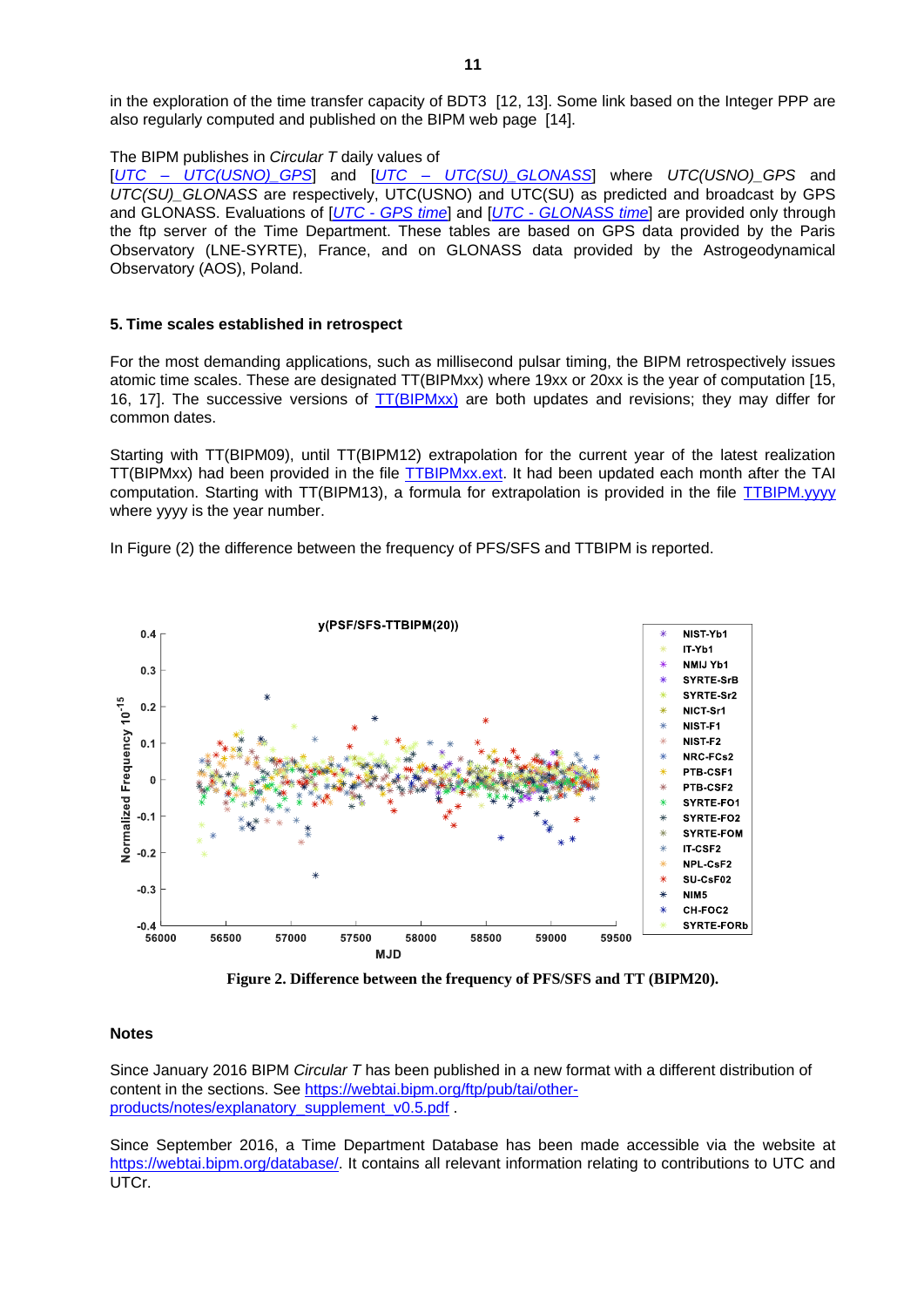in the exploration of the time transfer capacity of BDT3 [12, 13]. Some link based on the Integer PPP are also regularly computed and published on the BIPM web page [14].

The BIPM publishes in *Circular T* daily values of [*UTC – UTC(USNO)_GPS*] and [*UTC – UTC(SU)_GLONASS*] where *UTC(USNO)_GPS* and *UTC(SU)_GLONASS* are respectively, UTC(USNO) and UTC(SU) as predicted and broadcast by GPS and GLONASS. Evaluations of [*UTC - GPS time*] and [*UTC - GLONASS time*] are provided only through the ftp server of the Time Department. These tables are based on GPS data provided by the Paris Observatory (LNE-SYRTE), France, and on GLONASS data provided by the Astrogeodynamical Observatory (AOS), Poland.

## 5. Time scales established in retrospect

For the most demanding applications, such as millisecond pulsar timing, the BIPM retrospectively issues atomic time scales. These are designated TT(BIPMxx) where 19xx or 20xx is the year of computation [15, 16, 17]. The successive versions of TT(BIPMxx) are both updates and revisions; they may differ for common dates.

Starting with TT(BIPM09), until TT(BIPM12) extrapolation for the current year of the latest realization TT(BIPMxx) had been provided in the file TTBIPMxx.ext. It had been updated each month after the TAI computation. Starting with TT(BIPM13), a formula for extrapolation is provided in the file TTBIPM.yyyy where yyyy is the year number.

In Figure (2) the difference between the frequency of PFS/SFS and TTBIPM is reported.

**Figure 2. Difference between the frequency of PFS/SFS and TT (BIPM20).**

## Notes

Since January 2016 BIPM *Circular T* has been published in a new format with a different distribution of content in the sections. See https://webtai.bipm.org/ftp/pub/tai/other-products/notes/explanatory_supplement_v0.5.pdf .

Since September 2016, a Time Department Database has been made accessible via the website at https://webtai.bipm.org/database/. It contains all relevant information relating to contributions to UTC and UTCr.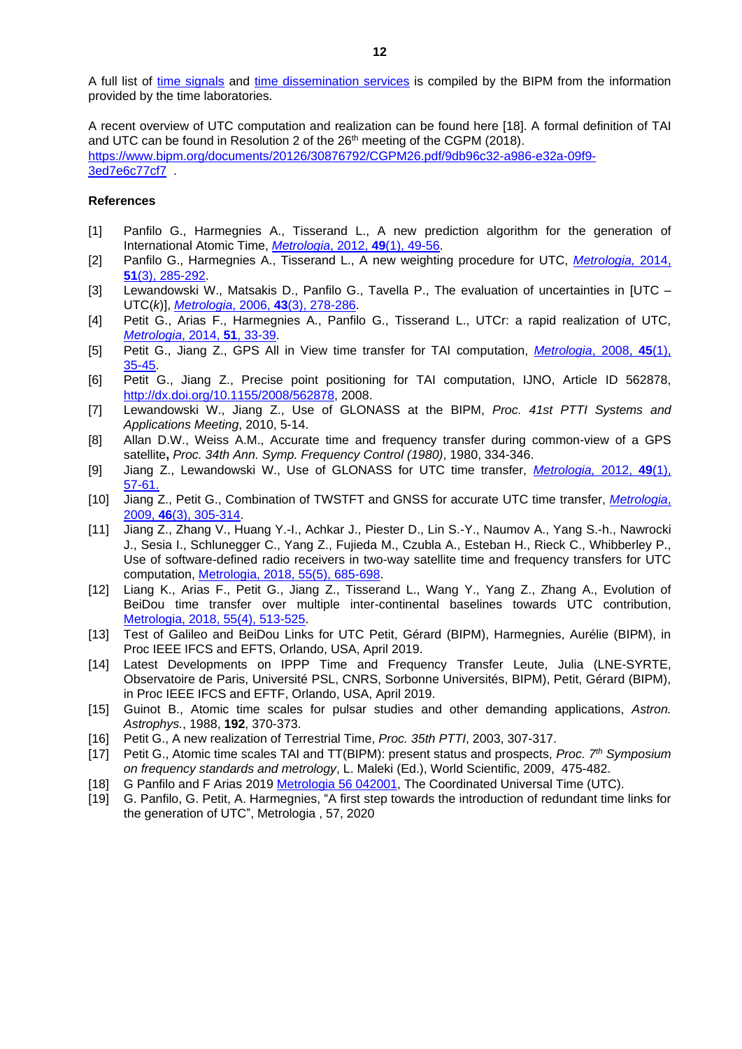A full list of time signals and time dissemination services is compiled by the BIPM from the information provided by the time laboratories.

A recent overview of UTC computation and realization can be found here [18]. A formal definition of TAI and UTC can be found in Resolution 2 of the 26th meeting of the CGPM (2018). https://www.bipm.org/documents/20126/30876792/CGPM26.pdf/9db96c32-a986-e32a-09f9-3ed7e6c77cf7 .

**References**

[1] Panfilo G., Harmegnies A., Tisserand L., A new prediction algorithm for the generation of International Atomic Time, *Metrologia*, 2012, **49**(1), 49-56.

[2] Panfilo G., Harmegnies A., Tisserand L., A new weighting procedure for UTC, *Metrologia,* 2014, **51**(3), 285-292.

[3] Lewandowski W., Matsakis D., Panfilo G., Tavella P., The evaluation of uncertainties in [UTC – UTC(*k*)], *Metrologia*, 2006, **43**(3), 278-286.

[4] Petit G., Arias F., Harmegnies A., Panfilo G., Tisserand L., UTCr: a rapid realization of UTC, *Metrologia*, 2014, **51**, 33-39.

[5] Petit G., Jiang Z., GPS All in View time transfer for TAI computation, *Metrologia*, 2008, **45**(1), 35-45.

[6] Petit G., Jiang Z., Precise point positioning for TAI computation, IJNO, Article ID 562878, http://dx.doi.org/10.1155/2008/562878, 2008.

[7] Lewandowski W., Jiang Z., Use of GLONASS at the BIPM, *Proc. 41st PTTI Systems and Applications Meeting*, 2010, 5-14.

[8] Allan D.W., Weiss A.M., Accurate time and frequency transfer during common-view of a GPS satellite**,** *Proc. 34th Ann. Symp. Frequency Control (1980)*, 1980, 334-346.

[9] Jiang Z., Lewandowski W., Use of GLONASS for UTC time transfer, *Metrologia,* 2012, **49**(1), 57-61.

[10] Jiang Z., Petit G., Combination of TWSTFT and GNSS for accurate UTC time transfer, *Metrologia*, 2009, **46**(3), 305-314.

[11] Jiang Z., Zhang V., Huang Y.-I., Achkar J., Piester D., Lin S.-Y., Naumov A., Yang S.-h., Nawrocki J., Sesia I., Schlunegger C., Yang Z., Fujieda M., Czubla A., Esteban H., Rieck C., Whibberley P., Use of software-defined radio receivers in two-way satellite time and frequency transfers for UTC computation, Metrologia, 2018, 55(5), 685-698.

[12] Liang K., Arias F., Petit G., Jiang Z., Tisserand L., Wang Y., Yang Z., Zhang A., Evolution of BeiDou time transfer over multiple inter-continental baselines towards UTC contribution, Metrologia, 2018, 55(4), 513-525.

[13] Test of Galileo and BeiDou Links for UTC Petit, Gérard (BIPM), Harmegnies, Aurélie (BIPM), in Proc IEEE IFCS and EFTS, Orlando, USA, April 2019.

[14] Latest Developments on IPPP Time and Frequency Transfer Leute, Julia (LNE-SYRTE, Observatoire de Paris, Université PSL, CNRS, Sorbonne Universités, BIPM), Petit, Gérard (BIPM), in Proc IEEE IFCS and EFTF, Orlando, USA, April 2019.

[15] Guinot B., Atomic time scales for pulsar studies and other demanding applications, *Astron. Astrophys.*, 1988, **192**, 370-373.

[16] Petit G., A new realization of Terrestrial Time, *Proc. 35th PTTI*, 2003, 307-317.

[17] Petit G., Atomic time scales TAI and TT(BIPM): present status and prospects, *Proc. 7th Symposium on frequency standards and metrology*, L. Maleki (Ed.), World Scientific, 2009, 475-482.

[18] G Panfilo and F Arias 2019 Metrologia 56 042001, The Coordinated Universal Time (UTC).

[19] G. Panfilo, G. Petit, A. Harmegnies, "A first step towards the introduction of redundant time links for the generation of UTC", Metrologia , 57, 2020